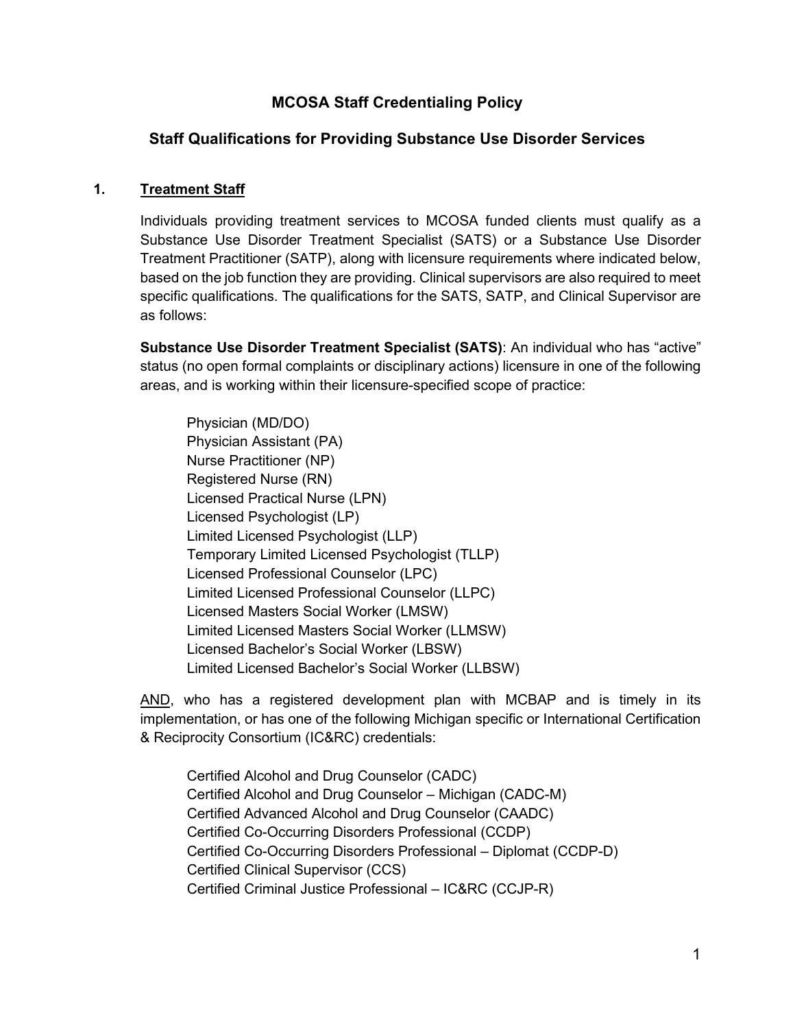# MCOSA Staff Credentialing Policy

## Staff Qualifications for Providing Substance Use Disorder Services

### 1. <u>Treatment Staff</u>

Individuals providing treatment services to MCOSA funded clients must qualify as a Substance Use Disorder Treatment Specialist (SATS) or a Substance Use Disorder Treatment Practitioner (SATP), along with licensure requirements where indicated below, based on the job function they are providing. Clinical supervisors are also required to meet specific qualifications. The qualifications for the SATS, SATP, and Clinical Supervisor are as follows:

**Substance Use Disorder Treatment Specialist (SATS)**: An individual who has "active" status (no open formal complaints or disciplinary actions) licensure in one of the following areas, and is working within their licensure-specified scope of practice:

- Physician (MD/DO)
- Physician Assistant (PA)
- Nurse Practitioner (NP)
- Registered Nurse (RN)
- Licensed Practical Nurse (LPN)
- Licensed Psychologist (LP)
- Limited Licensed Psychologist (LLP)
- Temporary Limited Licensed Psychologist (TLLP)
- Licensed Professional Counselor (LPC)
- Limited Licensed Professional Counselor (LLPC)
- Licensed Masters Social Worker (LMSW)
- Limited Licensed Masters Social Worker (LLMSW)
- Licensed Bachelor's Social Worker (LBSW)
- Limited Licensed Bachelor's Social Worker (LLBSW)

<u>AND</u>, who has a registered development plan with MCBAP and is timely in its implementation, or has one of the following Michigan specific or International Certification & Reciprocity Consortium (IC&RC) credentials:

- Certified Alcohol and Drug Counselor (CADC)
- Certified Alcohol and Drug Counselor – Michigan (CADC-M)
- Certified Advanced Alcohol and Drug Counselor (CAADC)
- Certified Co-Occurring Disorders Professional (CCDP)
- Certified Co-Occurring Disorders Professional – Diplomat (CCDP-D)
- Certified Clinical Supervisor (CCS)
- Certified Criminal Justice Professional – IC&RC (CCJP-R)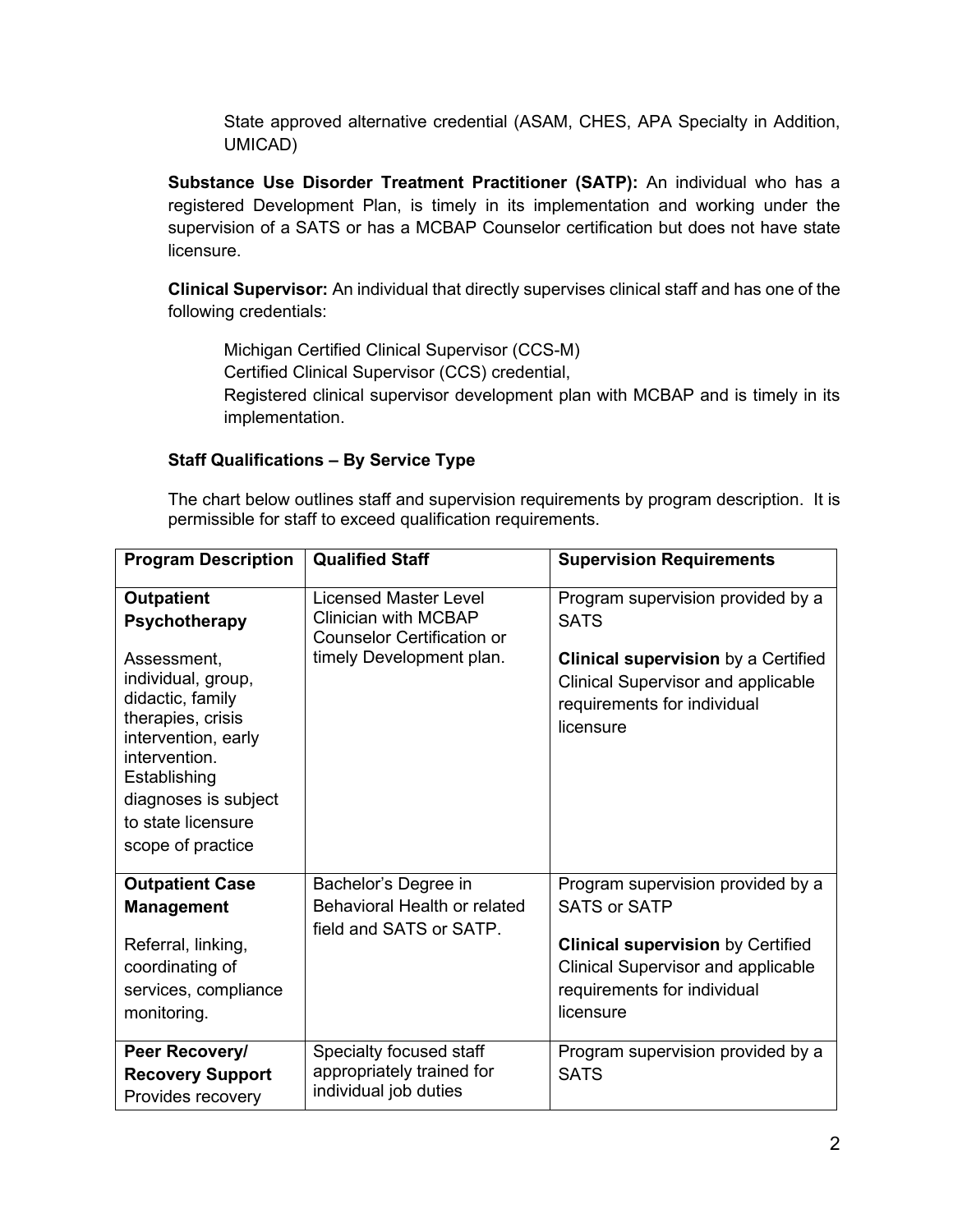State approved alternative credential (ASAM, CHES, APA Specialty in Addition, UMICAD)

**Substance Use Disorder Treatment Practitioner (SATP):** An individual who has a registered Development Plan, is timely in its implementation and working under the supervision of a SATS or has a MCBAP Counselor certification but does not have state licensure.

**Clinical Supervisor:** An individual that directly supervises clinical staff and has one of the following credentials:

Michigan Certified Clinical Supervisor (CCS-M)
Certified Clinical Supervisor (CCS) credential,
Registered clinical supervisor development plan with MCBAP and is timely in its implementation.

**Staff Qualifications – By Service Type**

The chart below outlines staff and supervision requirements by program description. It is permissible for staff to exceed qualification requirements.

| Program Description | Qualified Staff | Supervision Requirements |
|---|---|---|
| **Outpatient Psychotherapy**<br><br>Assessment, individual, group, didactic, family therapies, crisis intervention, early intervention. Establishing diagnoses is subject to state licensure scope of practice | Licensed Master Level Clinician with MCBAP Counselor Certification or timely Development plan. | Program supervision provided by a SATS<br><br>**Clinical supervision** by a Certified Clinical Supervisor and applicable requirements for individual licensure |
| **Outpatient Case Management**<br><br>Referral, linking, coordinating of services, compliance monitoring. | Bachelor's Degree in Behavioral Health or related field and SATS or SATP. | Program supervision provided by a SATS or SATP<br><br>**Clinical supervision** by Certified Clinical Supervisor and applicable requirements for individual licensure |
| **Peer Recovery/ Recovery Support** Provides recovery | Specialty focused staff appropriately trained for individual job duties | Program supervision provided by a SATS |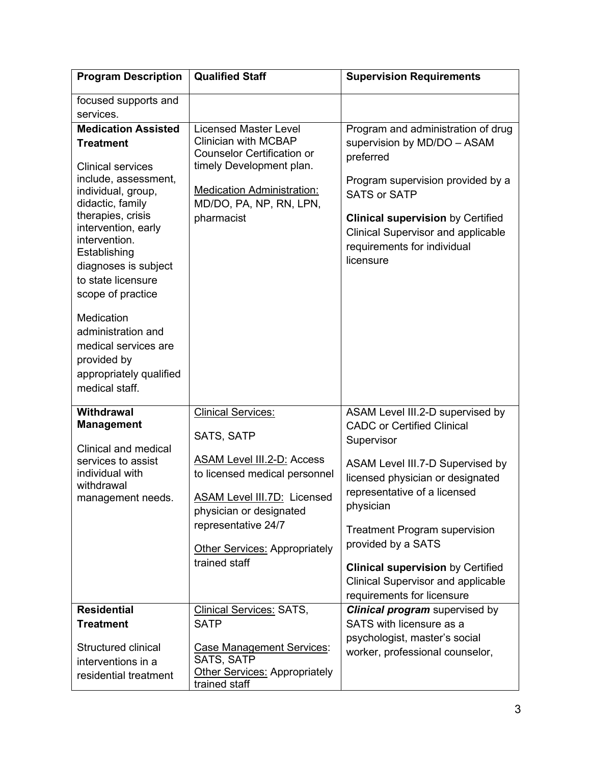| Program Description | Qualified Staff | Supervision Requirements |
|---|---|---|
| focused supports and services. | | |
| **Medication Assisted Treatment**<br><br>Clinical services include, assessment, individual, group, didactic, family therapies, crisis intervention, early intervention. Establishing diagnoses is subject to state licensure scope of practice<br><br>Medication administration and medical services are provided by appropriately qualified medical staff. | Licensed Master Level Clinician with MCBAP Counselor Certification or timely Development plan.<br><br>Medication Administration: MD/DO, PA, NP, RN, LPN, pharmacist | Program and administration of drug supervision by MD/DO – ASAM preferred<br><br>Program supervision provided by a SATS or SATP<br><br>**Clinical supervision** by Certified Clinical Supervisor and applicable requirements for individual licensure |
| **Withdrawal Management**<br><br>Clinical and medical services to assist individual with withdrawal management needs. | Clinical Services:<br><br>SATS, SATP<br><br>ASAM Level III.2-D: Access to licensed medical personnel<br><br>ASAM Level III.7D: Licensed physician or designated representative 24/7<br><br>Other Services: Appropriately trained staff | ASAM Level III.2-D supervised by CADC or Certified Clinical Supervisor<br><br>ASAM Level III.7-D Supervised by licensed physician or designated representative of a licensed physician<br><br>Treatment Program supervision provided by a SATS<br><br>**Clinical supervision** by Certified Clinical Supervisor and applicable requirements for licensure |
| **Residential Treatment**<br><br>Structured clinical interventions in a residential treatment | Clinical Services: SATS, SATP<br><br>Case Management Services: SATS, SATP<br>Other Services: Appropriately trained staff | ***Clinical program*** supervised by SATS with licensure as a psychologist, master's social worker, professional counselor, |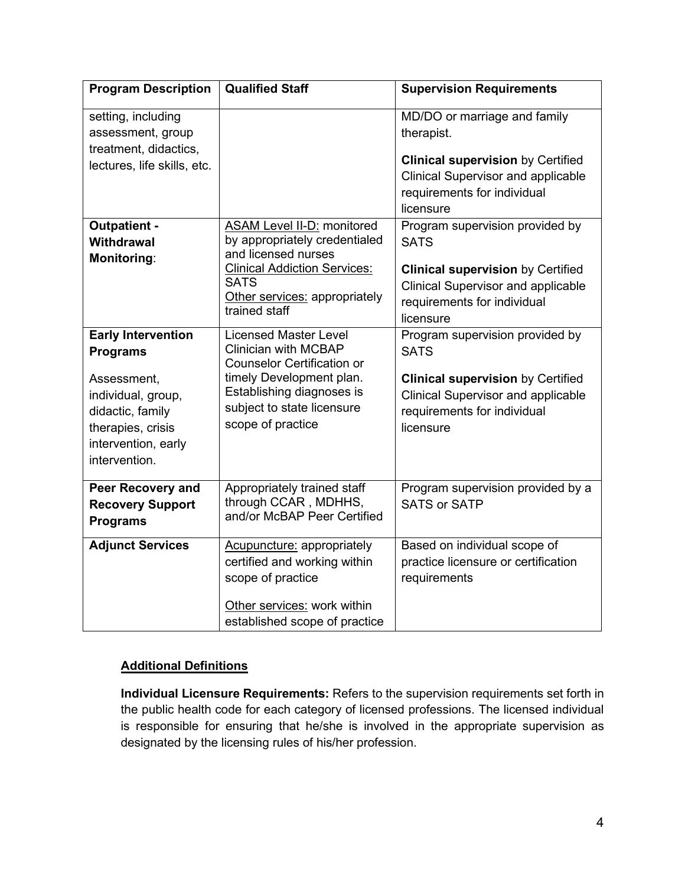| Program Description | Qualified Staff | Supervision Requirements |
| --- | --- | --- |
| setting, including assessment, group treatment, didactics, lectures, life skills, etc. | | MD/DO or marriage and family therapist.<br><br>**Clinical supervision** by Certified Clinical Supervisor and applicable requirements for individual licensure |
| **Outpatient - Withdrawal Monitoring**: | ASAM Level II-D: monitored by appropriately credentialed and licensed nurses<br>Clinical Addiction Services: SATS<br>Other services: appropriately trained staff | Program supervision provided by SATS<br><br>**Clinical supervision** by Certified Clinical Supervisor and applicable requirements for individual licensure |
| **Early Intervention Programs**<br><br>Assessment, individual, group, didactic, family therapies, crisis intervention, early intervention. | Licensed Master Level Clinician with MCBAP Counselor Certification or timely Development plan. Establishing diagnoses is subject to state licensure scope of practice | Program supervision provided by SATS<br><br>**Clinical supervision** by Certified Clinical Supervisor and applicable requirements for individual licensure |
| **Peer Recovery and Recovery Support Programs** | Appropriately trained staff through CCAR , MDHHS, and/or McBAP Peer Certified | Program supervision provided by a SATS or SATP |
| **Adjunct Services** | Acupuncture: appropriately certified and working within scope of practice<br><br>Other services: work within established scope of practice | Based on individual scope of practice licensure or certification requirements |

## Additional Definitions

**Individual Licensure Requirements:** Refers to the supervision requirements set forth in the public health code for each category of licensed professions. The licensed individual is responsible for ensuring that he/she is involved in the appropriate supervision as designated by the licensing rules of his/her profession.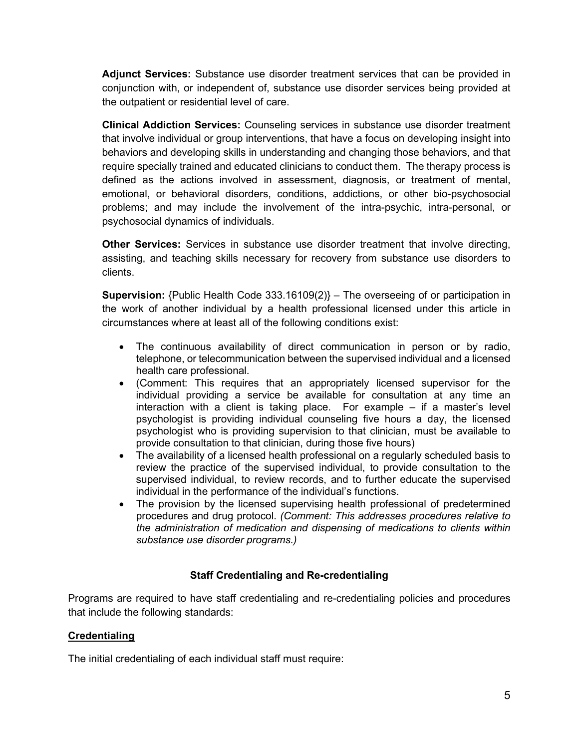**Adjunct Services:** Substance use disorder treatment services that can be provided in conjunction with, or independent of, substance use disorder services being provided at the outpatient or residential level of care.

**Clinical Addiction Services:** Counseling services in substance use disorder treatment that involve individual or group interventions, that have a focus on developing insight into behaviors and developing skills in understanding and changing those behaviors, and that require specially trained and educated clinicians to conduct them. The therapy process is defined as the actions involved in assessment, diagnosis, or treatment of mental, emotional, or behavioral disorders, conditions, addictions, or other bio-psychosocial problems; and may include the involvement of the intra-psychic, intra-personal, or psychosocial dynamics of individuals.

**Other Services:** Services in substance use disorder treatment that involve directing, assisting, and teaching skills necessary for recovery from substance use disorders to clients.

**Supervision:** {Public Health Code 333.16109(2)} – The overseeing of or participation in the work of another individual by a health professional licensed under this article in circumstances where at least all of the following conditions exist:

- The continuous availability of direct communication in person or by radio, telephone, or telecommunication between the supervised individual and a licensed health care professional.
- (Comment: This requires that an appropriately licensed supervisor for the individual providing a service be available for consultation at any time an interaction with a client is taking place. For example – if a master's level psychologist is providing individual counseling five hours a day, the licensed psychologist who is providing supervision to that clinician, must be available to provide consultation to that clinician, during those five hours)
- The availability of a licensed health professional on a regularly scheduled basis to review the practice of the supervised individual, to provide consultation to the supervised individual, to review records, and to further educate the supervised individual in the performance of the individual's functions.
- The provision by the licensed supervising health professional of predetermined procedures and drug protocol. *(Comment: This addresses procedures relative to the administration of medication and dispensing of medications to clients within substance use disorder programs.)*

## Staff Credentialing and Re-credentialing

Programs are required to have staff credentialing and re-credentialing policies and procedures that include the following standards:

### Credentialing

The initial credentialing of each individual staff must require: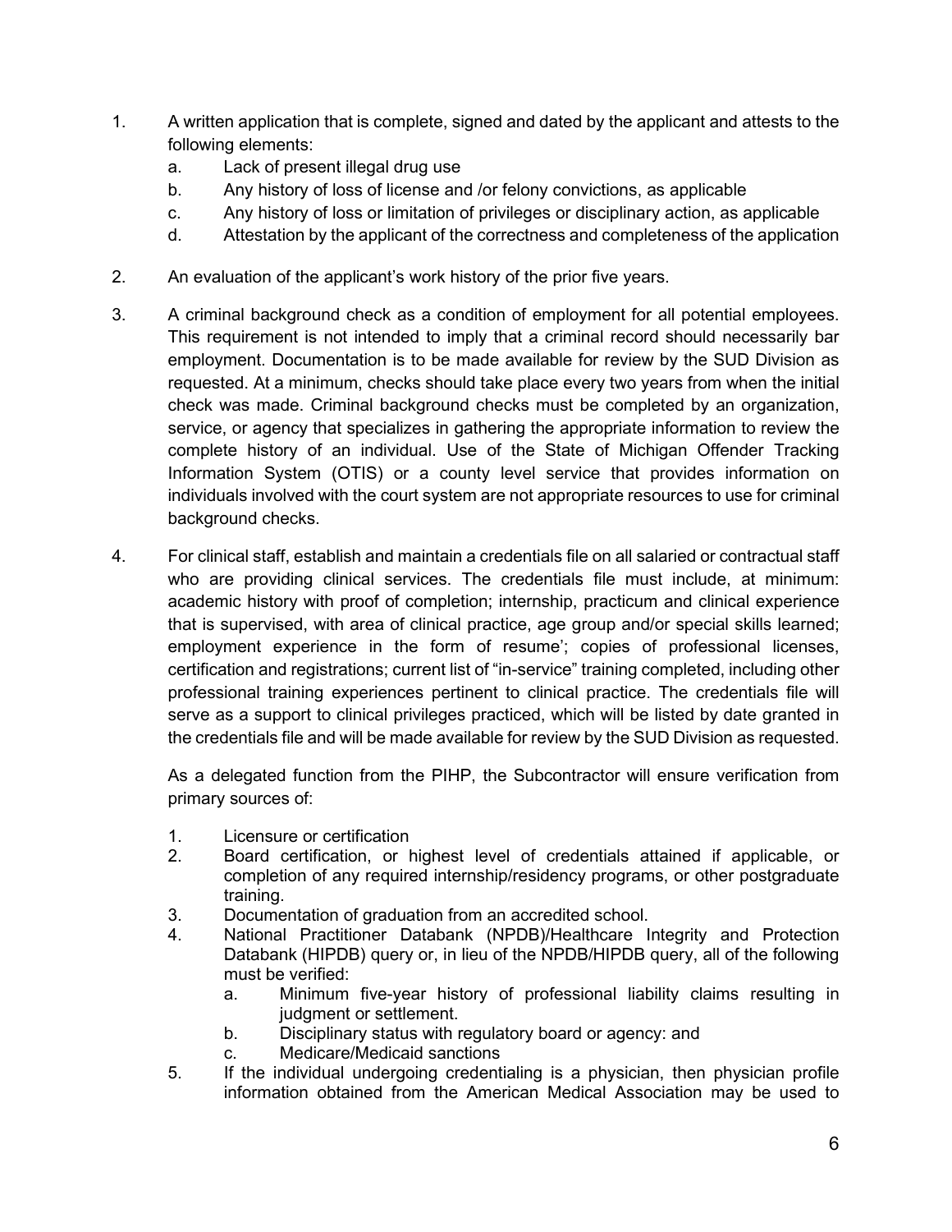1. A written application that is complete, signed and dated by the applicant and attests to the following elements:
    a. Lack of present illegal drug use
    b. Any history of loss of license and /or felony convictions, as applicable
    c. Any history of loss or limitation of privileges or disciplinary action, as applicable
    d. Attestation by the applicant of the correctness and completeness of the application

2. An evaluation of the applicant's work history of the prior five years.

3. A criminal background check as a condition of employment for all potential employees. This requirement is not intended to imply that a criminal record should necessarily bar employment. Documentation is to be made available for review by the SUD Division as requested. At a minimum, checks should take place every two years from when the initial check was made. Criminal background checks must be completed by an organization, service, or agency that specializes in gathering the appropriate information to review the complete history of an individual. Use of the State of Michigan Offender Tracking Information System (OTIS) or a county level service that provides information on individuals involved with the court system are not appropriate resources to use for criminal background checks.

4. For clinical staff, establish and maintain a credentials file on all salaried or contractual staff who are providing clinical services. The credentials file must include, at minimum: academic history with proof of completion; internship, practicum and clinical experience that is supervised, with area of clinical practice, age group and/or special skills learned; employment experience in the form of resume'; copies of professional licenses, certification and registrations; current list of "in-service" training completed, including other professional training experiences pertinent to clinical practice. The credentials file will serve as a support to clinical privileges practiced, which will be listed by date granted in the credentials file and will be made available for review by the SUD Division as requested.

    As a delegated function from the PIHP, the Subcontractor will ensure verification from primary sources of:

    1. Licensure or certification
    2. Board certification, or highest level of credentials attained if applicable, or completion of any required internship/residency programs, or other postgraduate training.
    3. Documentation of graduation from an accredited school.
    4. National Practitioner Databank (NPDB)/Healthcare Integrity and Protection Databank (HIPDB) query or, in lieu of the NPDB/HIPDB query, all of the following must be verified:
        a. Minimum five-year history of professional liability claims resulting in judgment or settlement.
        b. Disciplinary status with regulatory board or agency: and
        c. Medicare/Medicaid sanctions
    5. If the individual undergoing credentialing is a physician, then physician profile information obtained from the American Medical Association may be used to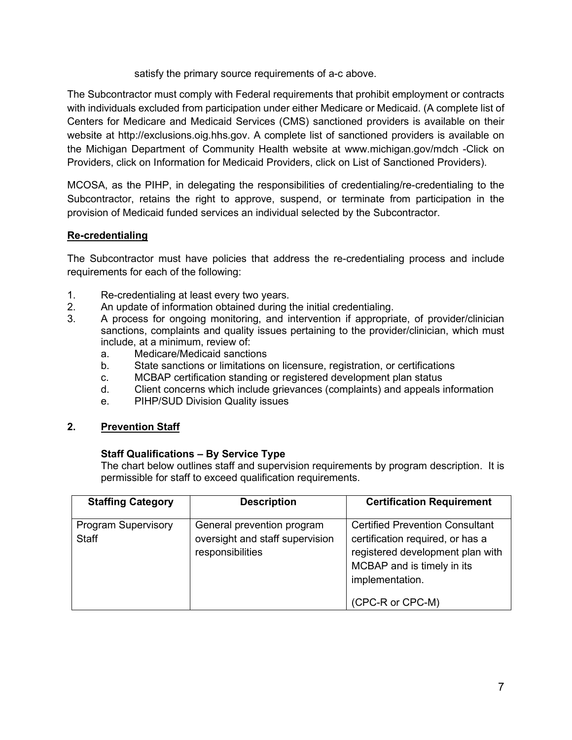satisfy the primary source requirements of a-c above.

The Subcontractor must comply with Federal requirements that prohibit employment or contracts with individuals excluded from participation under either Medicare or Medicaid. (A complete list of Centers for Medicare and Medicaid Services (CMS) sanctioned providers is available on their website at http://exclusions.oig.hhs.gov. A complete list of sanctioned providers is available on the Michigan Department of Community Health website at www.michigan.gov/mdch -Click on Providers, click on Information for Medicaid Providers, click on List of Sanctioned Providers).

MCOSA, as the PIHP, in delegating the responsibilities of credentialing/re-credentialing to the Subcontractor, retains the right to approve, suspend, or terminate from participation in the provision of Medicaid funded services an individual selected by the Subcontractor.

**Re-credentialing**

The Subcontractor must have policies that address the re-credentialing process and include requirements for each of the following:

1. Re-credentialing at least every two years.
2. An update of information obtained during the initial credentialing.
3. A process for ongoing monitoring, and intervention if appropriate, of provider/clinician sanctions, complaints and quality issues pertaining to the provider/clinician, which must include, at a minimum, review of:
   a. Medicare/Medicaid sanctions
   b. State sanctions or limitations on licensure, registration, or certifications
   c. MCBAP certification standing or registered development plan status
   d. Client concerns which include grievances (complaints) and appeals information
   e. PIHP/SUD Division Quality issues

## 2. Prevention Staff

**Staff Qualifications – By Service Type**

The chart below outlines staff and supervision requirements by program description. It is permissible for staff to exceed qualification requirements.

| Staffing Category | Description | Certification Requirement |
|---|---|---|
| Program Supervisory Staff | General prevention program oversight and staff supervision responsibilities | Certified Prevention Consultant certification required, or has a registered development plan with MCBAP and is timely in its implementation.<br><br>(CPC-R or CPC-M) |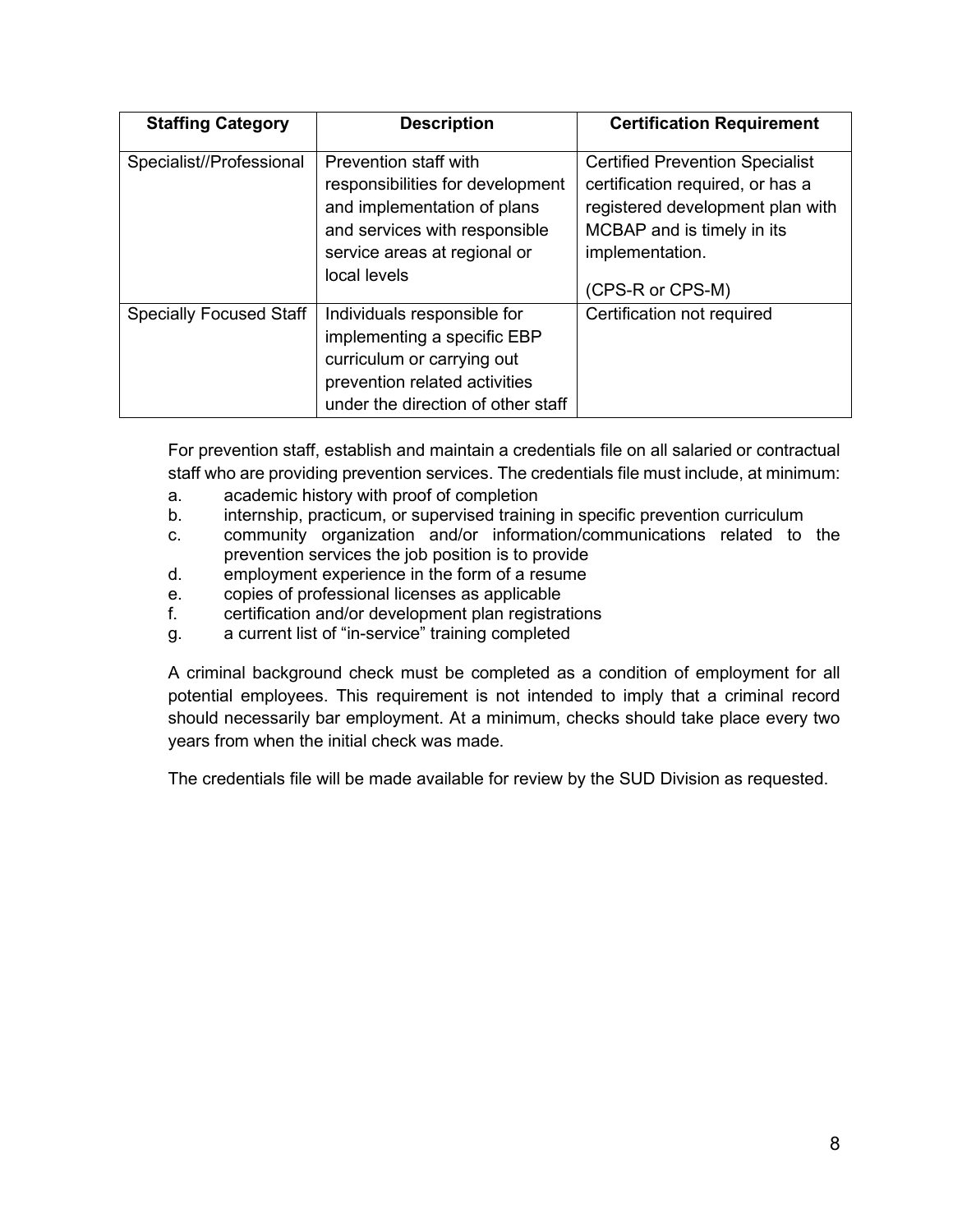| Staffing Category | Description | Certification Requirement |
|---|---|---|
| Specialist//Professional | Prevention staff with responsibilities for development and implementation of plans and services with responsible service areas at regional or local levels | Certified Prevention Specialist certification required, or has a registered development plan with MCBAP and is timely in its implementation. (CPS-R or CPS-M) |
| Specially Focused Staff | Individuals responsible for implementing a specific EBP curriculum or carrying out prevention related activities under the direction of other staff | Certification not required |

For prevention staff, establish and maintain a credentials file on all salaried or contractual staff who are providing prevention services. The credentials file must include, at minimum:

a. academic history with proof of completion
b. internship, practicum, or supervised training in specific prevention curriculum
c. community organization and/or information/communications related to the prevention services the job position is to provide
d. employment experience in the form of a resume
e. copies of professional licenses as applicable
f. certification and/or development plan registrations
g. a current list of "in-service" training completed

A criminal background check must be completed as a condition of employment for all potential employees. This requirement is not intended to imply that a criminal record should necessarily bar employment. At a minimum, checks should take place every two years from when the initial check was made.

The credentials file will be made available for review by the SUD Division as requested.